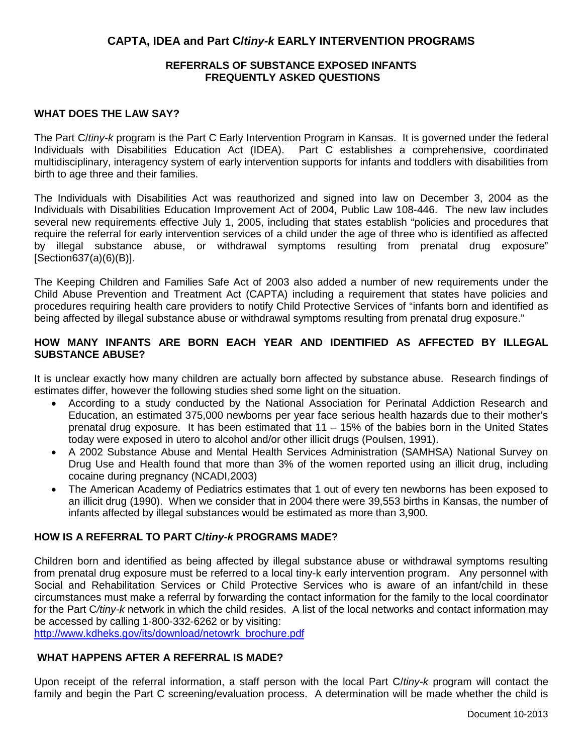# CAPTA, IDEA and Part C/*tiny-k* EARLY INTERVENTION PROGRAMS

## REFERRALS OF SUBSTANCE EXPOSED INFANTS
## FREQUENTLY ASKED QUESTIONS

### WHAT DOES THE LAW SAY?

The Part C/*tiny-k* program is the Part C Early Intervention Program in Kansas. It is governed under the federal Individuals with Disabilities Education Act (IDEA). Part C establishes a comprehensive, coordinated multidisciplinary, interagency system of early intervention supports for infants and toddlers with disabilities from birth to age three and their families.

The Individuals with Disabilities Act was reauthorized and signed into law on December 3, 2004 as the Individuals with Disabilities Education Improvement Act of 2004, Public Law 108-446. The new law includes several new requirements effective July 1, 2005, including that states establish "policies and procedures that require the referral for early intervention services of a child under the age of three who is identified as affected by illegal substance abuse, or withdrawal symptoms resulting from prenatal drug exposure" [Section637(a)(6)(B)].

The Keeping Children and Families Safe Act of 2003 also added a number of new requirements under the Child Abuse Prevention and Treatment Act (CAPTA) including a requirement that states have policies and procedures requiring health care providers to notify Child Protective Services of "infants born and identified as being affected by illegal substance abuse or withdrawal symptoms resulting from prenatal drug exposure."

### HOW MANY INFANTS ARE BORN EACH YEAR AND IDENTIFIED AS AFFECTED BY ILLEGAL SUBSTANCE ABUSE?

It is unclear exactly how many children are actually born affected by substance abuse. Research findings of estimates differ, however the following studies shed some light on the situation.

- According to a study conducted by the National Association for Perinatal Addiction Research and Education, an estimated 375,000 newborns per year face serious health hazards due to their mother's prenatal drug exposure. It has been estimated that 11 – 15% of the babies born in the United States today were exposed in utero to alcohol and/or other illicit drugs (Poulsen, 1991).
- A 2002 Substance Abuse and Mental Health Services Administration (SAMHSA) National Survey on Drug Use and Health found that more than 3% of the women reported using an illicit drug, including cocaine during pregnancy (NCADI,2003)
- The American Academy of Pediatrics estimates that 1 out of every ten newborns has been exposed to an illicit drug (1990). When we consider that in 2004 there were 39,553 births in Kansas, the number of infants affected by illegal substances would be estimated as more than 3,900.

### HOW IS A REFERRAL TO PART C/*tiny-k* PROGRAMS MADE?

Children born and identified as being affected by illegal substance abuse or withdrawal symptoms resulting from prenatal drug exposure must be referred to a local tiny-k early intervention program. Any personnel with Social and Rehabilitation Services or Child Protective Services who is aware of an infant/child in these circumstances must make a referral by forwarding the contact information for the family to the local coordinator for the Part C/*tiny-k* network in which the child resides. A list of the local networks and contact information may be accessed by calling 1-800-332-6262 or by visiting:
http://www.kdheks.gov/its/download/netowrk_brochure.pdf

### WHAT HAPPENS AFTER A REFERRAL IS MADE?

Upon receipt of the referral information, a staff person with the local Part C/*tiny-k* program will contact the family and begin the Part C screening/evaluation process. A determination will be made whether the child is

Document 10-2013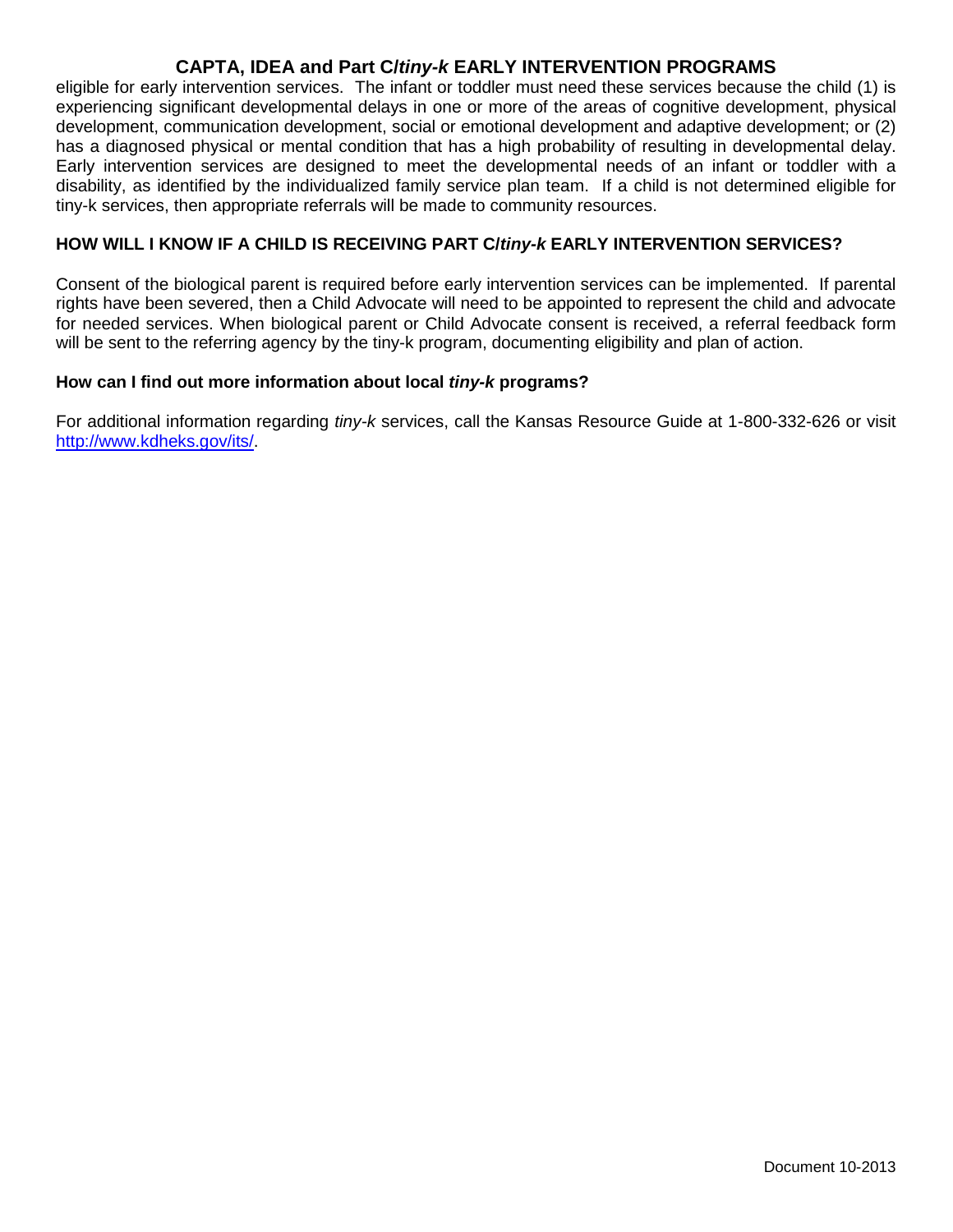eligible for early intervention services. The infant or toddler must need these services because the child (1) is experiencing significant developmental delays in one or more of the areas of cognitive development, physical development, communication development, social or emotional development and adaptive development; or (2) has a diagnosed physical or mental condition that has a high probability of resulting in developmental delay. Early intervention services are designed to meet the developmental needs of an infant or toddler with a disability, as identified by the individualized family service plan team. If a child is not determined eligible for tiny-k services, then appropriate referrals will be made to community resources.

### HOW WILL I KNOW IF A CHILD IS RECEIVING PART C/*tiny-k* EARLY INTERVENTION SERVICES?

Consent of the biological parent is required before early intervention services can be implemented. If parental rights have been severed, then a Child Advocate will need to be appointed to represent the child and advocate for needed services. When biological parent or Child Advocate consent is received, a referral feedback form will be sent to the referring agency by the tiny-k program, documenting eligibility and plan of action.

### How can I find out more information about local *tiny-k* programs?

For additional information regarding *tiny-k* services, call the Kansas Resource Guide at 1-800-332-626 or visit http://www.kdheks.gov/its/.